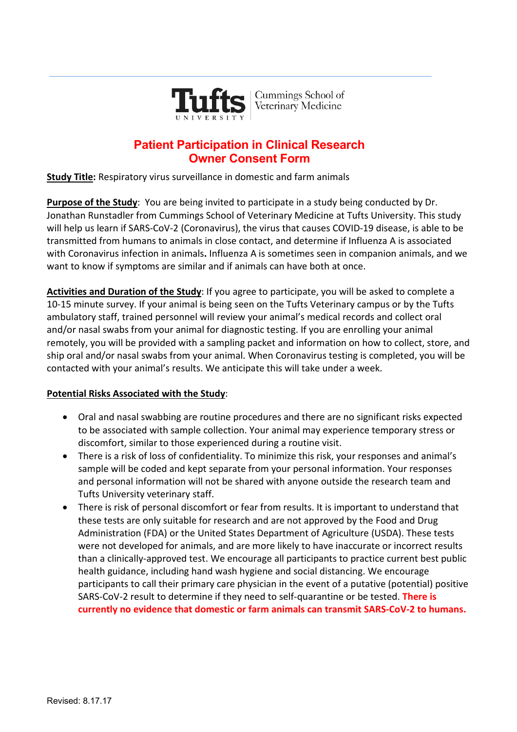Tufts UNIVERSITY | Cummings School of Veterinary Medicine

# Patient Participation in Clinical Research
# Owner Consent Form

**Study Title:** Respiratory virus surveillance in domestic and farm animals

**Purpose of the Study**: You are being invited to participate in a study being conducted by Dr. Jonathan Runstadler from Cummings School of Veterinary Medicine at Tufts University. This study will help us learn if SARS-CoV-2 (Coronavirus), the virus that causes COVID-19 disease, is able to be transmitted from humans to animals in close contact, and determine if Influenza A is associated with Coronavirus infection in animals**.** Influenza A is sometimes seen in companion animals, and we want to know if symptoms are similar and if animals can have both at once.

**Activities and Duration of the Study**: If you agree to participate, you will be asked to complete a 10-15 minute survey. If your animal is being seen on the Tufts Veterinary campus or by the Tufts ambulatory staff, trained personnel will review your animal's medical records and collect oral and/or nasal swabs from your animal for diagnostic testing. If you are enrolling your animal remotely, you will be provided with a sampling packet and information on how to collect, store, and ship oral and/or nasal swabs from your animal. When Coronavirus testing is completed, you will be contacted with your animal's results. We anticipate this will take under a week.

**Potential Risks Associated with the Study**:

- Oral and nasal swabbing are routine procedures and there are no significant risks expected to be associated with sample collection. Your animal may experience temporary stress or discomfort, similar to those experienced during a routine visit.
- There is a risk of loss of confidentiality. To minimize this risk, your responses and animal's sample will be coded and kept separate from your personal information. Your responses and personal information will not be shared with anyone outside the research team and Tufts University veterinary staff.
- There is risk of personal discomfort or fear from results. It is important to understand that these tests are only suitable for research and are not approved by the Food and Drug Administration (FDA) or the United States Department of Agriculture (USDA). These tests were not developed for animals, and are more likely to have inaccurate or incorrect results than a clinically-approved test. We encourage all participants to practice current best public health guidance, including hand wash hygiene and social distancing. We encourage participants to call their primary care physician in the event of a putative (potential) positive SARS-CoV-2 result to determine if they need to self-quarantine or be tested. **There is currently no evidence that domestic or farm animals can transmit SARS-CoV-2 to humans.**

Revised: 8.17.17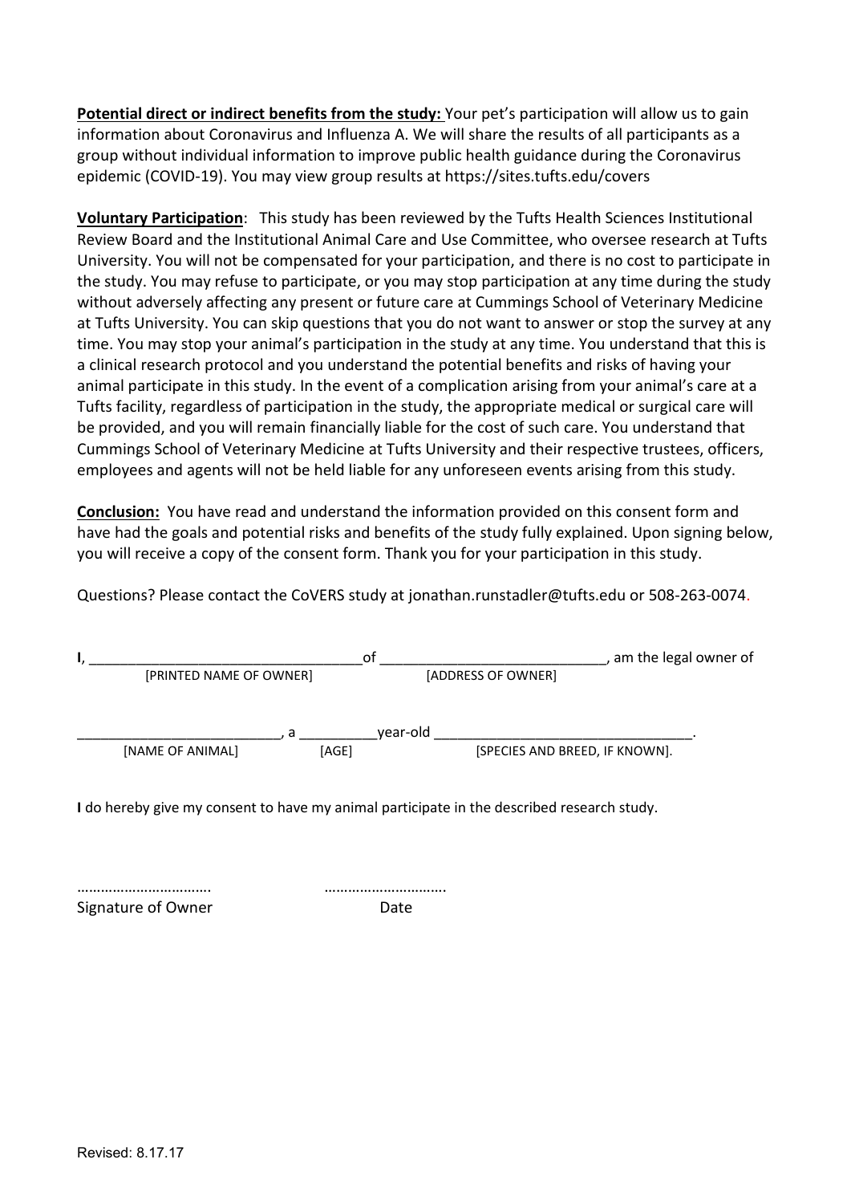**Potential direct or indirect benefits from the study:** Your pet's participation will allow us to gain information about Coronavirus and Influenza A. We will share the results of all participants as a group without individual information to improve public health guidance during the Coronavirus epidemic (COVID-19). You may view group results at https://sites.tufts.edu/covers

**Voluntary Participation**: This study has been reviewed by the Tufts Health Sciences Institutional Review Board and the Institutional Animal Care and Use Committee, who oversee research at Tufts University. You will not be compensated for your participation, and there is no cost to participate in the study. You may refuse to participate, or you may stop participation at any time during the study without adversely affecting any present or future care at Cummings School of Veterinary Medicine at Tufts University. You can skip questions that you do not want to answer or stop the survey at any time. You may stop your animal's participation in the study at any time. You understand that this is a clinical research protocol and you understand the potential benefits and risks of having your animal participate in this study. In the event of a complication arising from your animal's care at a Tufts facility, regardless of participation in the study, the appropriate medical or surgical care will be provided, and you will remain financially liable for the cost of such care. You understand that Cummings School of Veterinary Medicine at Tufts University and their respective trustees, officers, employees and agents will not be held liable for any unforeseen events arising from this study.

**Conclusion:** You have read and understand the information provided on this consent form and have had the goals and potential risks and benefits of the study fully explained. Upon signing below, you will receive a copy of the consent form. Thank you for your participation in this study.

Questions? Please contact the CoVERS study at jonathan.runstadler@tufts.edu or 508-263-0074.

**I**, ___________________________________ of ____________________________, am the legal owner of
[PRINTED NAME OF OWNER] [ADDRESS OF OWNER]

__________________________, a __________year-old _________________________________.
[NAME OF ANIMAL] [AGE] [SPECIES AND BREED, IF KNOWN].

**I** do hereby give my consent to have my animal participate in the described research study.

…………………………… ……………………………
Signature of Owner Date

Revised: 8.17.17